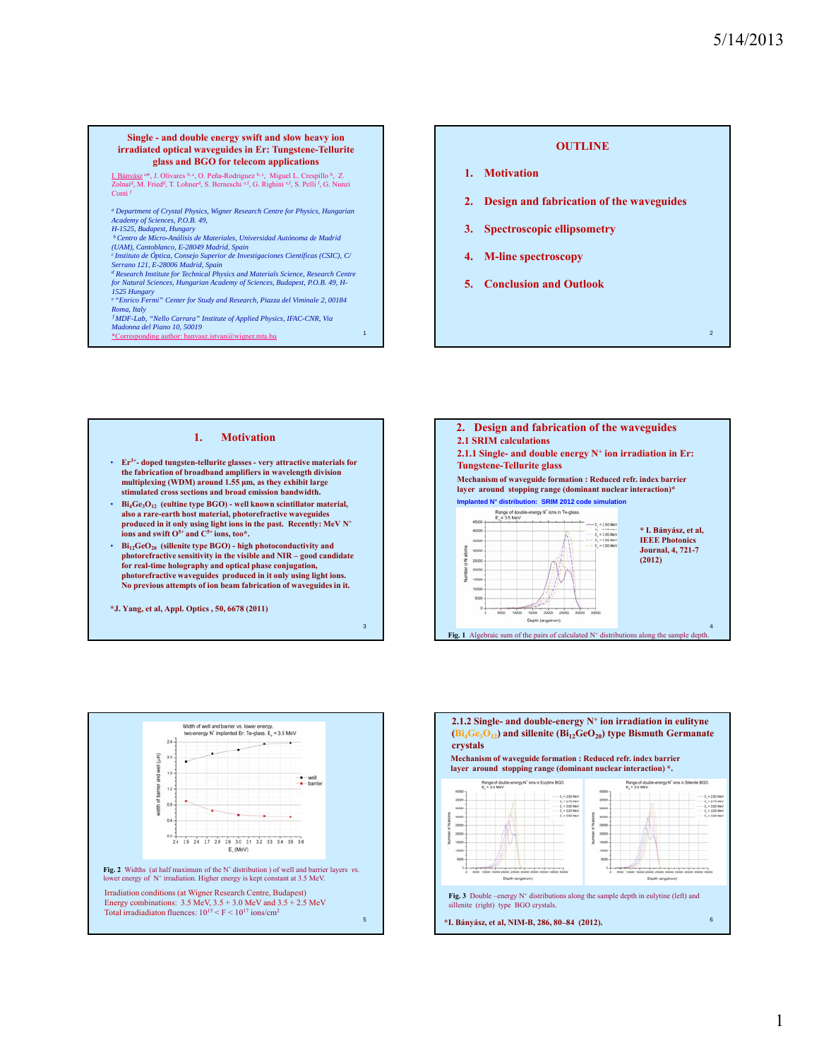## Single - and double energy swift and slow heavy ion irradiated optical waveguides in Er: Tungstene-Tellurite glass and BGO for telecom applications

I. Bányász [a*], J. Olivares [b,c], O. Peña-Rodriguez [b,c], Miguel L. Crespillo [b], Z. Zolnai[d], M. Fried[d], T. Lohner[d], S. Berneschi [e,f], G. Righini [e,f], S. Pelli [f], G. Nunzi Conti [f]

[a] *Department of Crystal Physics, Wigner Research Centre for Physics, Hungarian Academy of Sciences, P.O.B. 49, H-1525, Budapest, Hungary*
[b] *Centro de Micro-Análisis de Materiales, Universidad Autónoma de Madrid (UAM), Cantoblanco, E-28049 Madrid, Spain*
[c] *Instituto de Óptica, Consejo Superior de Investigaciones Científicas (CSIC), C/ Serrano 121, E-28006 Madrid, Spain*
[d] *Research Institute for Technical Physics and Materials Science, Research Centre for Natural Sciences, Hungarian Academy of Sciences, Budapest, P.O.B. 49, H-1525 Hungary*
[e] *"Enrico Fermi" Center for Study and Research, Piazza del Viminale 2, 00184 Roma, Italy*
[f] *MDF-Lab, "Nello Carrara" Institute of Applied Physics, IFAC-CNR, Via Madonna del Piano 10, 50019*
*Corresponding author: banyasz.istvan@wigner.mta.hu

## OUTLINE

1. Motivation
2. Design and fabrication of the waveguides
3. Spectroscopic ellipsometry
4. M-line spectroscopy
5. Conclusion and Outlook

## 1. Motivation

- **$Er^{3+}$- doped tungsten-tellurite glasses - very attractive materials for the fabrication of broadband amplifiers in wavelength division multiplexing (WDM) around 1.55 µm, as they exhibit large stimulated cross sections and broad emission bandwidth.**
- **$Bi_4Ge_3O_{12}$ (eultine type BGO) - well known scintillator material, also a rare-earth host material, photorefractive waveguides produced in it only using light ions in the past. Recently: MeV $N^+$ ions and swift $O^{5+}$ and $C^{5+}$ ions, too\*.**
- **$Bi_{12}GeO_{20}$ (sillenite type BGO) - high photoconductivity and photorefractive sensitivity in the visible and NIR – good candidate for real-time holography and optical phase conjugation, photorefractive waveguides produced in it only using light ions. No previous attempts of ion beam fabrication of waveguides in it.**

**\*J. Yang, et al, Appl. Optics , 50, 6678 (2011)**

## 2. Design and fabrication of the waveguides

### 2.1 SRIM calculations

### 2.1.1 Single- and double energy $N^+$ ion irradiation in Er: Tungstene-Tellurite glass

**Mechanism of waveguide formation : Reduced refr. index barrier layer around stopping range (dominant nuclear interaction)\***

Implanted $N^+$ distribution: SRIM 2012 code simulation

**\* I. Bányász, et al, IEEE Photonics Journal, 4, 721-7 (2012)**

**Fig. 1** Algebraic sum of the pairs of calculated $N^+$ distributions along the sample depth.

**Fig. 2** Widths (at half maximum of the $N^+$ distribution ) of well and barrier layers *vs.* lower energy of $N^+$ irradiation. Higher energy is kept constant at 3.5 MeV.

Irradiation conditions (at Wigner Research Centre, Budapest)
Energy combinations: 3.5 MeV, 3.5 + 3.0 MeV and 3.5 + 2.5 MeV
Total irradiadiaton fluences: $10^{15} < F < 10^{17}$ ions/cm$^2$

### 2.1.2 Single- and double-energy $N^+$ ion irradiation in eulityne ($Bi_4Ge_3O_{12}$) and sillenite ($Bi_{12}GeO_{20}$) type Bismuth Germanate crystals

**Mechanism of waveguide formation : Reduced refr. index barrier layer around stopping range (dominant nuclear interaction) \*.**

**Fig. 3** Double –energy $N^+$ distributions along the sample depth in eulytine (left) and sillenite (right) type BGO crystals.

**\*I. Bányász, et al, NIM-B, 286, 80–84 (2012).**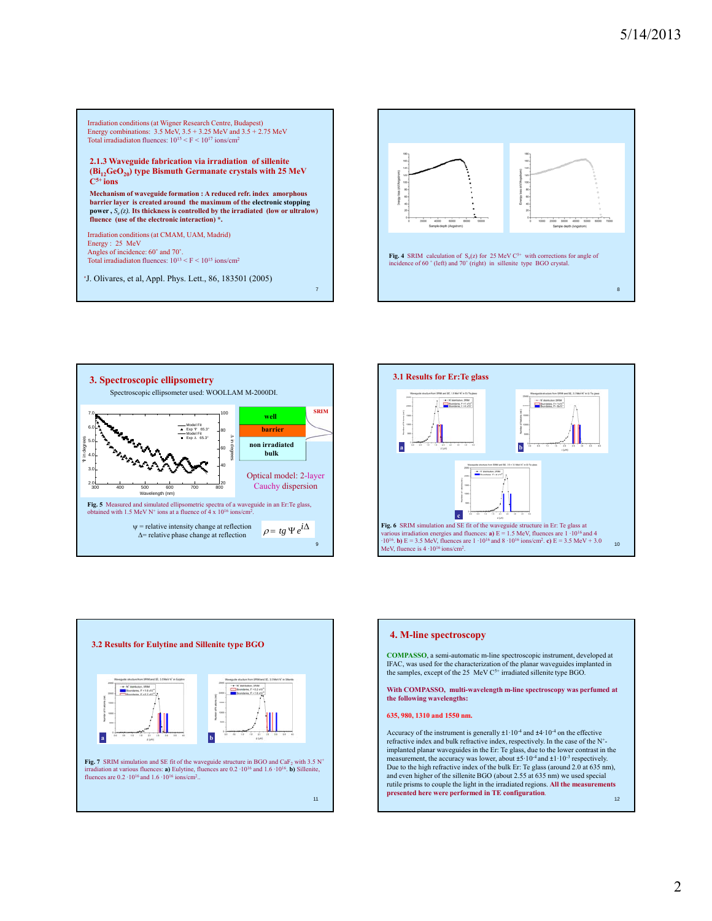Irradiation conditions (at Wigner Research Centre, Budapest)
Energy combinations: 3.5 MeV, 3.5 + 3.25 MeV and 3.5 + 2.75 MeV
Total irradiadiaton fluences: $10^{15} < F < 10^{17}$ ions/cm²

### 2.1.3 Waveguide fabrication via irradiation of sillenite ($Bi_{12}GeO_{20}$) type Bismuth Germanate crystals with 25 MeV $C^{5+}$ ions

**Mechanism of waveguide formation : A reduced refr. index amorphous barrier layer is created around the maximum of the electronic stopping power , $S_e(z)$. Its thickness is controlled by the irradiated (low or ultralow) fluence (use of the electronic interaction) \*.**

Irradiation conditions (at CMAM, UAM, Madrid)
Energy : 25 MeV
Angles of incidence: 60˚ and 70˚.
Total irradiadiaton fluences: $10^{13} < F < 10^{15}$ ions/cm²

\*J. Olivares, et al, Appl. Phys. Lett., 86, 183501 (2005)

**Fig. 4** SRIM calculation of $S_e(z)$ for 25 MeV $C^{5+}$ with corrections for angle of incidence of 60 ˚ (left) and 70˚ (right) in sillenite type BGO crystal.

## 3. Spectroscopic ellipsometry

Spectroscopic ellipsometer used: WOOLLAM M-2000DI.

Optical model: 2-layer Cauchy dispersion

**Fig. 5** Measured and simulated ellipsometric spectra of a waveguide in an Er:Te glass, obtained with 1.5 MeV $N^+$ ions at a fluence of 4 x $10^{16}$ ions/cm².

$\psi$ = relative intensity change at reflection
$\Delta$= relative phase change at reflection

$$\rho = tg\,\Psi\, e^{i\Delta}$$

### 3.1 Results for Er:Te glass

**Fig. 6** SRIM simulation and SE fit of the waveguide structure in Er: Te glass at various irradiation energies and fluences: **a)** E = 1.5 MeV, fluences are 1 ·$10^{16}$ and 4 ·$10^{16}$. **b)** E = 3.5 MeV, fluences are 1 ·$10^{16}$ and 8 ·$10^{16}$ ions/cm². **c)** E = 3.5 MeV + 3.0 MeV, fluence is 4 ·$10^{16}$ ions/cm².

### 3.2 Results for Eulytine and Sillenite type BGO

**Fig. 7** SRIM simulation and SE fit of the waveguide structure in BGO and $CaF_2$ with 3.5 $N^+$ irradiation at various fluences: **a)** Eulytine, fluences are 0.2 ·$10^{16}$ and 1.6 ·$10^{16}$. **b)** Sillenite, fluences are 0.2 ·$10^{16}$ and 1.6 ·$10^{16}$ ions/cm²..

## 4. M-line spectroscopy

**COMPASSO**, a semi-automatic m-line spectroscopic instrument, developed at IFAC, was used for the characterization of the planar waveguides implanted in the samples, except of the 25 MeV $C^{5+}$ irradiated sillenite type BGO.

**With COMPASSO, multi-wavelength m-line spectroscopy was perfumed at the following wavelengths:**

**635, 980, 1310 and 1550 nm.**

Accuracy of the instrument is generally ±1·$10^{-4}$ and ±4·$10^{-4}$ on the effective refractive index and bulk refractive index, respectively. In the case of the $N^+$-implanted planar waveguides in the Er: Te glass, due to the lower contrast in the measurement, the accuracy was lower, about ±5·$10^{-4}$ and ±1·$10^{-3}$ respectively. Due to the high refractive index of the bulk Er: Te glass (around 2.0 at 635 nm), and even higher of the sillenite BGO (about 2.55 at 635 nm) we used special rutile prisms to couple the light in the irradiated regions. **All the measurements presented here were performed in TE configuration**.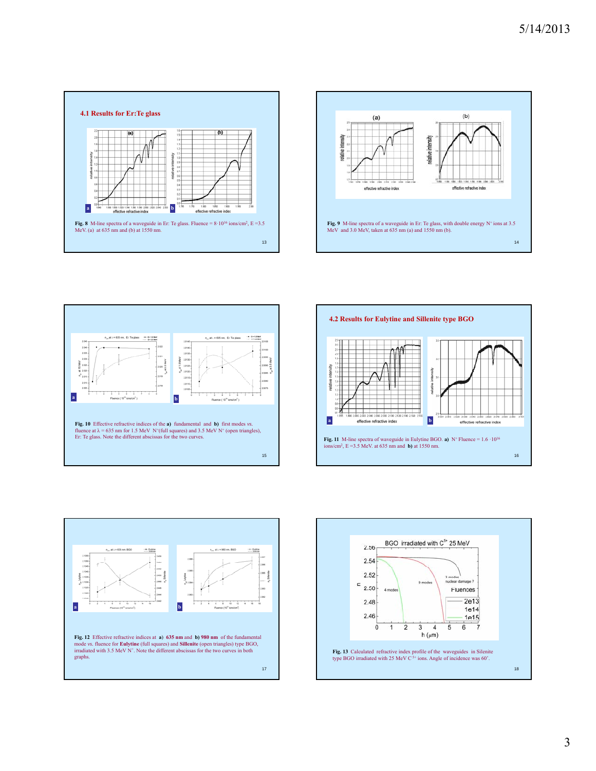## 4.1 Results for Er:Te glass

**Fig. 8** M-line spectra of a waveguide in Er: Te glass. Fluence = $8 \cdot 10^{16}$ ions/cm$^2$, E =3.5 MeV. (a) at 635 nm and (b) at 1550 nm.

**Fig. 9** M-line spectra of a waveguide in Er: Te glass, with double energy $N^+$ ions at 3.5 MeV and 3.0 MeV, taken at 635 nm (a) and 1550 nm (b).

**Fig. 10** Effective refractive indices of the **a)** fundamental and **b)** first modes *vs.* fluence at $\lambda$ = 635 nm for 1.5 MeV $N^+$(full squares) and 3.5 MeV $N^+$ (open triangles), Er: Te glass. Note the different abscissas for the two curves.

## 4.2 Results for Eulytine and Sillenite type BGO

**Fig. 11** M-line spectra of waveguide in Eulytine BGO. **a)** $N^+$ Fluence = $1.6 \cdot 10^{16}$ ions/cm$^2$, E =3.5 MeV. at 635 nm and **b)** at 1550 nm.

**Fig. 12** Effective refractive indices at **a)** **635 nm** and **b) 980 nm** of the fundamental mode vs. fluence for **Eulytine** (full squares) and **Sillenite** (open triangles) type BGO, irradiated with 3.5 MeV $N^+$. Note the different abscissas for the two curves in both graphs.

**Fig. 13** Calculated refractive index profile of the waveguides in Silenite type BGO irradiated with 25 MeV $C^{5+}$ ions. Angle of incidence was 60°.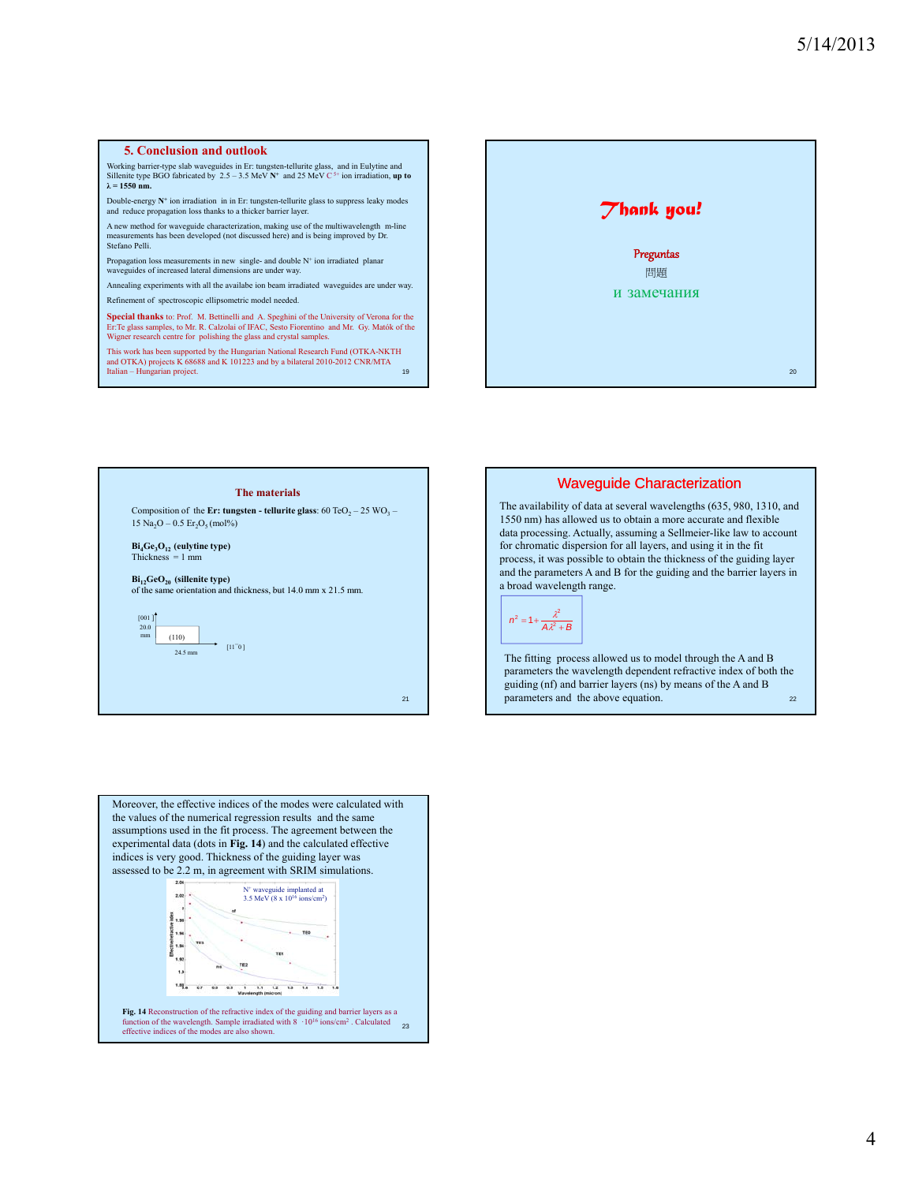## 5. Conclusion and outlook

Working barrier-type slab waveguides in Er: tungsten-tellurite glass, and in Eulytine and Sillenite type BGO fabricated by 2.5 – 3.5 MeV **N**$^+$ and 25 MeV C$^{5+}$ ion irradiation, **up to λ = 1550 nm.**

Double-energy **N**$^+$ ion irradiation in in Er: tungsten-tellurite glass to suppress leaky modes and reduce propagation loss thanks to a thicker barrier layer.

A new method for waveguide characterization, making use of the multiwavelength m-line measurements has been developed (not discussed here) and is being improved by Dr. Stefano Pelli.

Propagation loss measurements in new single- and double N$^+$ ion irradiated planar waveguides of increased lateral dimensions are under way.

Annealing experiments with all the availabe ion beam irradiated waveguides are under way.

Refinement of spectroscopic ellipsometric model needed.

**Special thanks** to: Prof. M. Bettinelli and A. Speghini of the University of Verona for the Er:Te glass samples, to Mr. R. Calzolai of IFAC, Sesto Fiorentino and Mr. Gy. Matók of the Wigner research centre for polishing the glass and crystal samples.

This work has been supported by the Hungarian National Research Fund (OTKA-NKTH and OTKA) projects K 68688 and K 101223 and by a bilateral 2010-2012 CNR/MTA Italian – Hungarian project.

## *Thank you!*

*Preguntas*

問題

и замечания

## The materials

Composition of the **Er: tungsten - tellurite glass**: 60 $TeO_2$ – 25 $WO_3$ – 15 $Na_2O$ – 0.5 $Er_2O_5$ (mol%)

**$Bi_4Ge_3O_{12}$ (eulytine type)**
Thickness = 1 mm

**$Bi_{12}GeO_{20}$ (sillenite type)**
of the same orientation and thickness, but 14.0 mm x 21.5 mm.

[001 ]
20.0 mm
(110)
24.5 mm
[1$\bar{1}$0 ]

## Waveguide Characterization

The availability of data at several wavelengths (635, 980, 1310, and 1550 nm) has allowed us to obtain a more accurate and flexible data processing. Actually, assuming a Sellmeier-like law to account for chromatic dispersion for all layers, and using it in the fit process, it was possible to obtain the thickness of the guiding layer and the parameters A and B for the guiding and the barrier layers in a broad wavelength range.

$$n^2 = 1 + \frac{\lambda^2}{A\lambda^2 + B}$$

The fitting process allowed us to model through the A and B parameters the wavelength dependent refractive index of both the guiding (nf) and barrier layers (ns) by means of the A and B parameters and the above equation.

Moreover, the effective indices of the modes were calculated with the values of the numerical regression results and the same assumptions used in the fit process. The agreement between the experimental data (dots in **Fig. 14**) and the calculated effective indices is very good. Thickness of the guiding layer was assessed to be 2.2 m, in agreement with SRIM simulations.

N$^+$ waveguide implanted at 3.5 MeV (8 x 10$^{16}$ ions/cm$^2$)

nf
TE0
TE1
TE2
TE3
ns
Effective/refractive index
Wavelength (micron)

**Fig. 14** Reconstruction of the refractive index of the guiding and barrier layers as a function of the wavelength. Sample irradiated with 8 ·10$^{16}$ ions/cm$^2$ . Calculated effective indices of the modes are also shown.